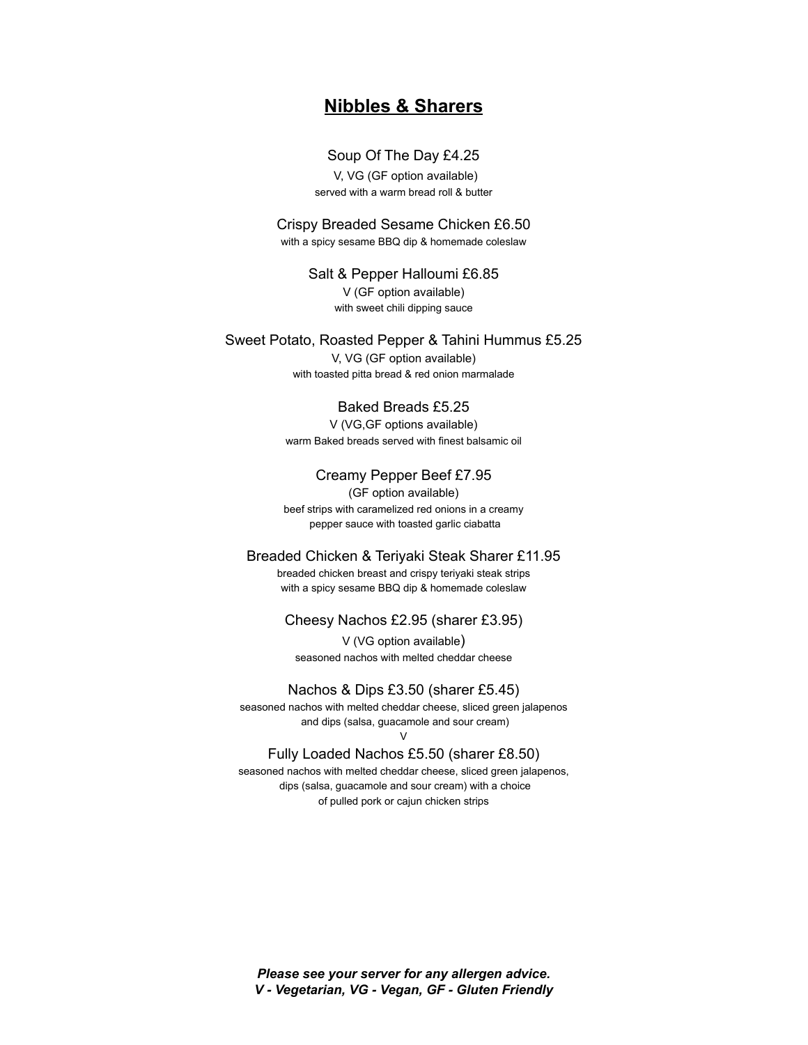# Nibbles & Sharers

Soup Of The Day £4.25

V, VG (GF option available)

served with a warm bread roll & butter

Crispy Breaded Sesame Chicken £6.50

with a spicy sesame BBQ dip & homemade coleslaw

Salt & Pepper Halloumi £6.85

V (GF option available)

with sweet chili dipping sauce

Sweet Potato, Roasted Pepper & Tahini Hummus £5.25

V, VG (GF option available)

with toasted pitta bread & red onion marmalade

Baked Breads £5.25

V (VG,GF options available)

warm Baked breads served with finest balsamic oil

Creamy Pepper Beef £7.95

(GF option available)

beef strips with caramelized red onions in a creamy pepper sauce with toasted garlic ciabatta

Breaded Chicken & Teriyaki Steak Sharer £11.95

breaded chicken breast and crispy teriyaki steak strips with a spicy sesame BBQ dip & homemade coleslaw

Cheesy Nachos £2.95 (sharer £3.95)

V (VG option available)

seasoned nachos with melted cheddar cheese

Nachos & Dips £3.50 (sharer £5.45)

seasoned nachos with melted cheddar cheese, sliced green jalapenos and dips (salsa, guacamole and sour cream)

V

Fully Loaded Nachos £5.50 (sharer £8.50)

seasoned nachos with melted cheddar cheese, sliced green jalapenos, dips (salsa, guacamole and sour cream) with a choice of pulled pork or cajun chicken strips

***Please see your server for any allergen advice.***
***V - Vegetarian, VG - Vegan, GF - Gluten Friendly***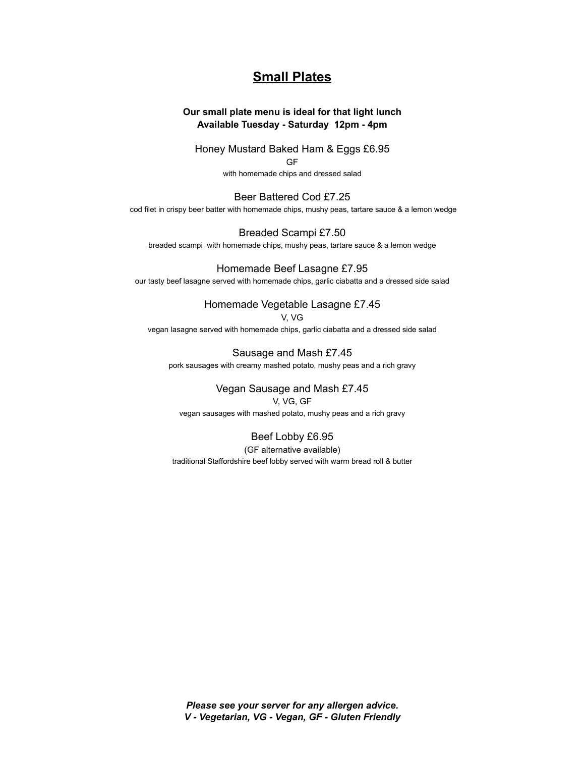## Small Plates

**Our small plate menu is ideal for that light lunch**
**Available Tuesday - Saturday 12pm - 4pm**

### Honey Mustard Baked Ham & Eggs £6.95

GF

with homemade chips and dressed salad

### Beer Battered Cod £7.25

cod filet in crispy beer batter with homemade chips, mushy peas, tartare sauce & a lemon wedge

### Breaded Scampi £7.50

breaded scampi with homemade chips, mushy peas, tartare sauce & a lemon wedge

### Homemade Beef Lasagne £7.95

our tasty beef lasagne served with homemade chips, garlic ciabatta and a dressed side salad

### Homemade Vegetable Lasagne £7.45

V, VG

vegan lasagne served with homemade chips, garlic ciabatta and a dressed side salad

### Sausage and Mash £7.45

pork sausages with creamy mashed potato, mushy peas and a rich gravy

### Vegan Sausage and Mash £7.45

V, VG, GF

vegan sausages with mashed potato, mushy peas and a rich gravy

### Beef Lobby £6.95

(GF alternative available)

traditional Staffordshire beef lobby served with warm bread roll & butter

***Please see your server for any allergen advice.***
***V - Vegetarian, VG - Vegan, GF - Gluten Friendly***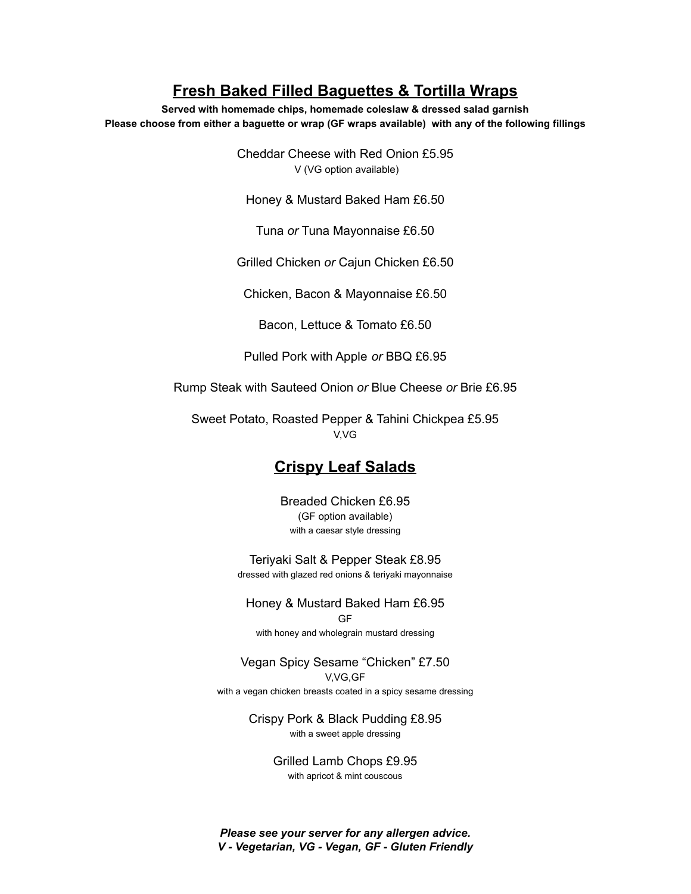## Fresh Baked Filled Baguettes & Tortilla Wraps

**Served with homemade chips, homemade coleslaw & dressed salad garnish**
**Please choose from either a baguette or wrap (GF wraps available) with any of the following fillings**

Cheddar Cheese with Red Onion £5.95
V (VG option available)

Honey & Mustard Baked Ham £6.50

Tuna *or* Tuna Mayonnaise £6.50

Grilled Chicken *or* Cajun Chicken £6.50

Chicken, Bacon & Mayonnaise £6.50

Bacon, Lettuce & Tomato £6.50

Pulled Pork with Apple *or* BBQ £6.95

Rump Steak with Sauteed Onion *or* Blue Cheese *or* Brie £6.95

Sweet Potato, Roasted Pepper & Tahini Chickpea £5.95
V,VG

## Crispy Leaf Salads

Breaded Chicken £6.95
(GF option available)
with a caesar style dressing

Teriyaki Salt & Pepper Steak £8.95
dressed with glazed red onions & teriyaki mayonnaise

Honey & Mustard Baked Ham £6.95
GF
with honey and wholegrain mustard dressing

Vegan Spicy Sesame "Chicken" £7.50
V,VG,GF
with a vegan chicken breasts coated in a spicy sesame dressing

Crispy Pork & Black Pudding £8.95
with a sweet apple dressing

Grilled Lamb Chops £9.95
with apricot & mint couscous

***Please see your server for any allergen advice.***
***V - Vegetarian, VG - Vegan, GF - Gluten Friendly***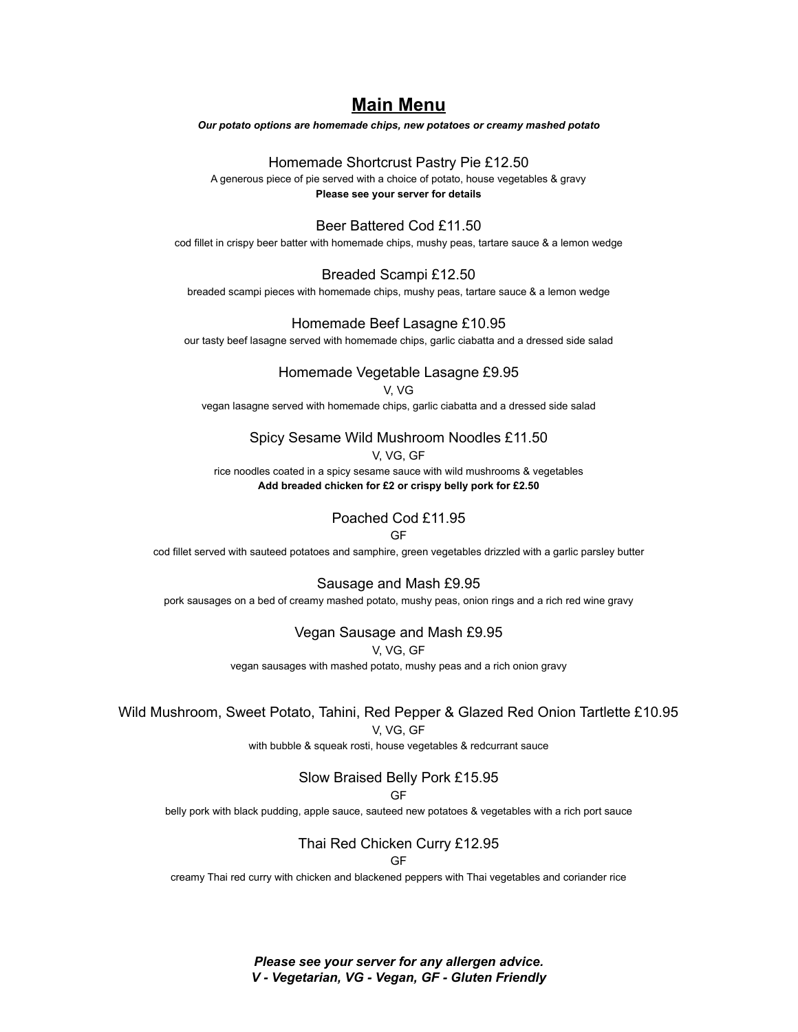# Main Menu

***Our potato options are homemade chips, new potatoes or creamy mashed potato***

### Homemade Shortcrust Pastry Pie £12.50

A generous piece of pie served with a choice of potato, house vegetables & gravy

**Please see your server for details**

### Beer Battered Cod £11.50

cod fillet in crispy beer batter with homemade chips, mushy peas, tartare sauce & a lemon wedge

### Breaded Scampi £12.50

breaded scampi pieces with homemade chips, mushy peas, tartare sauce & a lemon wedge

### Homemade Beef Lasagne £10.95

our tasty beef lasagne served with homemade chips, garlic ciabatta and a dressed side salad

### Homemade Vegetable Lasagne £9.95

V, VG

vegan lasagne served with homemade chips, garlic ciabatta and a dressed side salad

### Spicy Sesame Wild Mushroom Noodles £11.50

V, VG, GF

rice noodles coated in a spicy sesame sauce with wild mushrooms & vegetables

**Add breaded chicken for £2 or crispy belly pork for £2.50**

### Poached Cod £11.95

GF

cod fillet served with sauteed potatoes and samphire, green vegetables drizzled with a garlic parsley butter

### Sausage and Mash £9.95

pork sausages on a bed of creamy mashed potato, mushy peas, onion rings and a rich red wine gravy

### Vegan Sausage and Mash £9.95

V, VG, GF

vegan sausages with mashed potato, mushy peas and a rich onion gravy

### Wild Mushroom, Sweet Potato, Tahini, Red Pepper & Glazed Red Onion Tartlette £10.95

V, VG, GF

with bubble & squeak rosti, house vegetables & redcurrant sauce

### Slow Braised Belly Pork £15.95

GF

belly pork with black pudding, apple sauce, sauteed new potatoes & vegetables with a rich port sauce

### Thai Red Chicken Curry £12.95

GF

creamy Thai red curry with chicken and blackened peppers with Thai vegetables and coriander rice

***Please see your server for any allergen advice.***
***V - Vegetarian, VG - Vegan, GF - Gluten Friendly***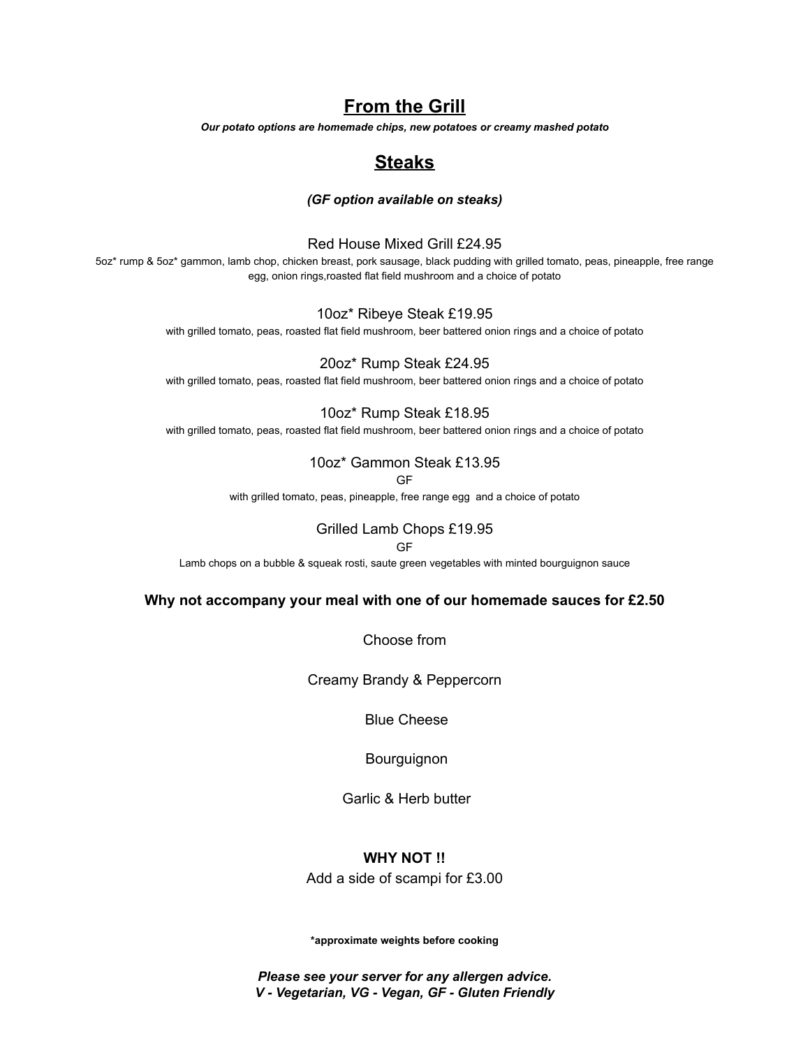## From the Grill

***Our potato options are homemade chips, new potatoes or creamy mashed potato***

## Steaks

***(GF option available on steaks)***

Red House Mixed Grill £24.95

5oz* rump & 5oz* gammon, lamb chop, chicken breast, pork sausage, black pudding with grilled tomato, peas, pineapple, free range egg, onion rings,roasted flat field mushroom and a choice of potato

10oz* Ribeye Steak £19.95

with grilled tomato, peas, roasted flat field mushroom, beer battered onion rings and a choice of potato

20oz* Rump Steak £24.95

with grilled tomato, peas, roasted flat field mushroom, beer battered onion rings and a choice of potato

10oz* Rump Steak £18.95

with grilled tomato, peas, roasted flat field mushroom, beer battered onion rings and a choice of potato

10oz* Gammon Steak £13.95

GF

with grilled tomato, peas, pineapple, free range egg and a choice of potato

Grilled Lamb Chops £19.95

GF

Lamb chops on a bubble & squeak rosti, saute green vegetables with minted bourguignon sauce

**Why not accompany your meal with one of our homemade sauces for £2.50**

Choose from

Creamy Brandy & Peppercorn

Blue Cheese

Bourguignon

Garlic & Herb butter

**WHY NOT !!**

Add a side of scampi for £3.00

***approximate weights before cooking**

***Please see your server for any allergen advice.***
***V - Vegetarian, VG - Vegan, GF - Gluten Friendly***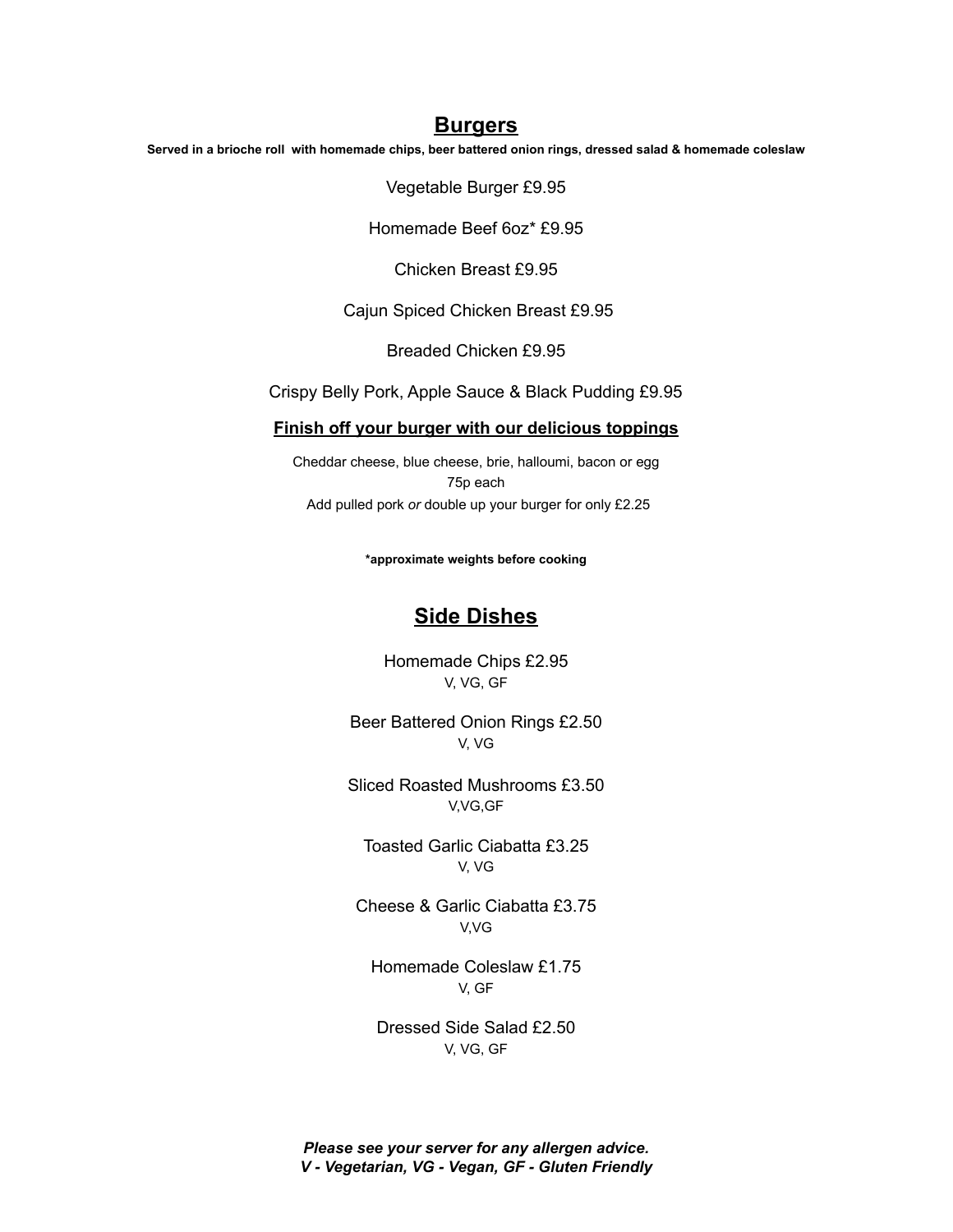## Burgers

**Served in a brioche roll with homemade chips, beer battered onion rings, dressed salad & homemade coleslaw**

Vegetable Burger £9.95

Homemade Beef 6oz* £9.95

Chicken Breast £9.95

Cajun Spiced Chicken Breast £9.95

Breaded Chicken £9.95

Crispy Belly Pork, Apple Sauce & Black Pudding £9.95

### Finish off your burger with our delicious toppings

Cheddar cheese, blue cheese, brie, halloumi, bacon or egg
75p each
Add pulled pork *or* double up your burger for only £2.25

**\*approximate weights before cooking**

## Side Dishes

Homemade Chips £2.95
V, VG, GF

Beer Battered Onion Rings £2.50
V, VG

Sliced Roasted Mushrooms £3.50
V,VG,GF

Toasted Garlic Ciabatta £3.25
V, VG

Cheese & Garlic Ciabatta £3.75
V,VG

Homemade Coleslaw £1.75
V, GF

Dressed Side Salad £2.50
V, VG, GF

***Please see your server for any allergen advice.***
***V - Vegetarian, VG - Vegan, GF - Gluten Friendly***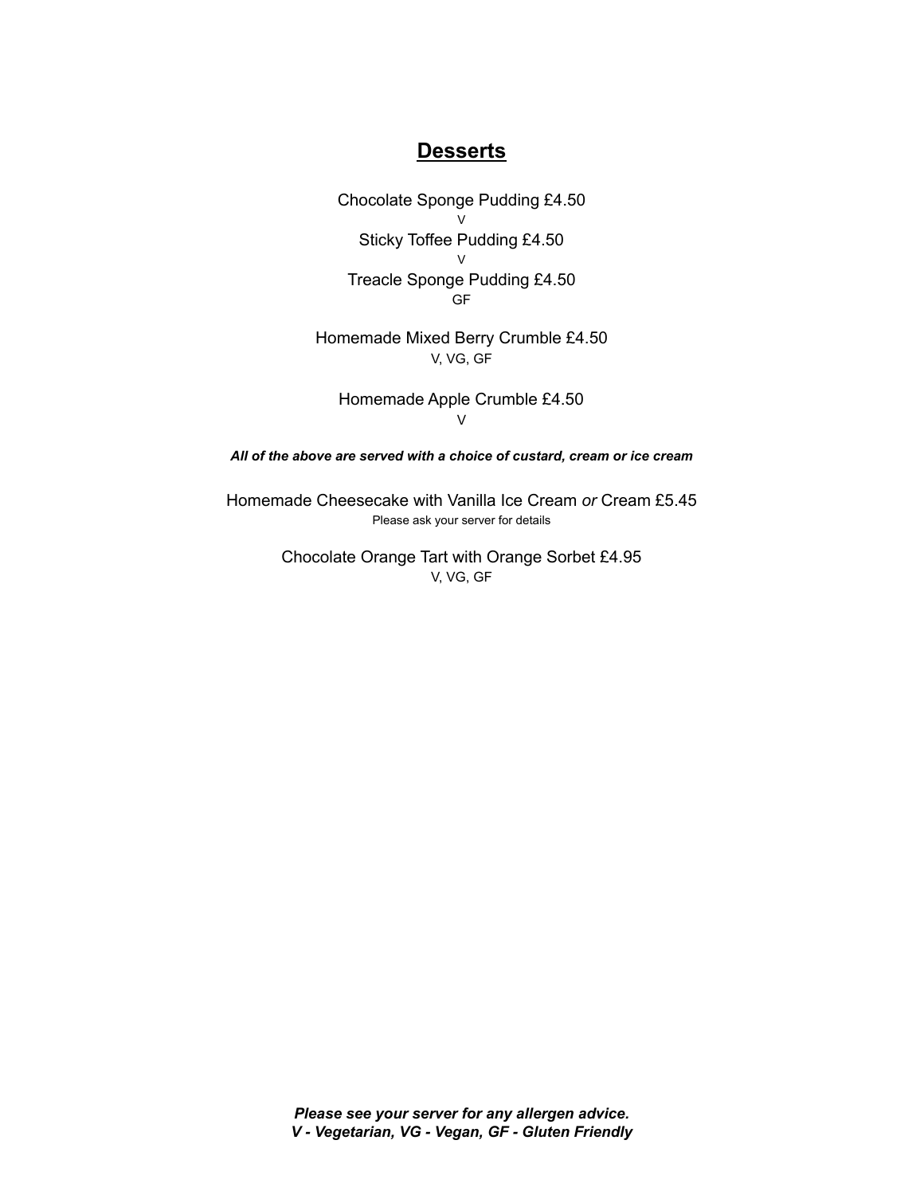## Desserts

Chocolate Sponge Pudding £4.50
V

Sticky Toffee Pudding £4.50
V

Treacle Sponge Pudding £4.50
GF

Homemade Mixed Berry Crumble £4.50
V, VG, GF

Homemade Apple Crumble £4.50
V

***All of the above are served with a choice of custard, cream or ice cream***

Homemade Cheesecake with Vanilla Ice Cream *or* Cream £5.45
Please ask your server for details

Chocolate Orange Tart with Orange Sorbet £4.95
V, VG, GF

***Please see your server for any allergen advice.***
***V - Vegetarian, VG - Vegan, GF - Gluten Friendly***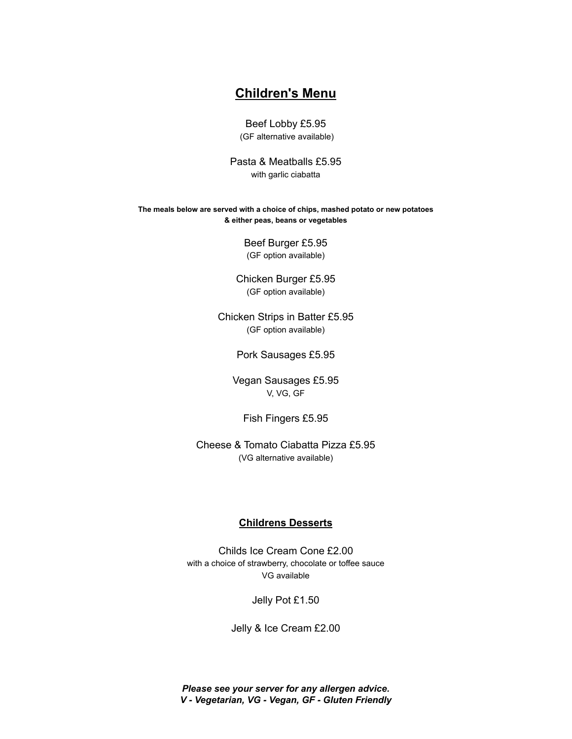# Children's Menu

Beef Lobby £5.95
(GF alternative available)

Pasta & Meatballs £5.95
with garlic ciabatta

**The meals below are served with a choice of chips, mashed potato or new potatoes & either peas, beans or vegetables**

Beef Burger £5.95
(GF option available)

Chicken Burger £5.95
(GF option available)

Chicken Strips in Batter £5.95
(GF option available)

Pork Sausages £5.95

Vegan Sausages £5.95
V, VG, GF

Fish Fingers £5.95

Cheese & Tomato Ciabatta Pizza £5.95
(VG alternative available)

## Childrens Desserts

Childs Ice Cream Cone £2.00
with a choice of strawberry, chocolate or toffee sauce
VG available

Jelly Pot £1.50

Jelly & Ice Cream £2.00

***Please see your server for any allergen advice.***
***V - Vegetarian, VG - Vegan, GF - Gluten Friendly***